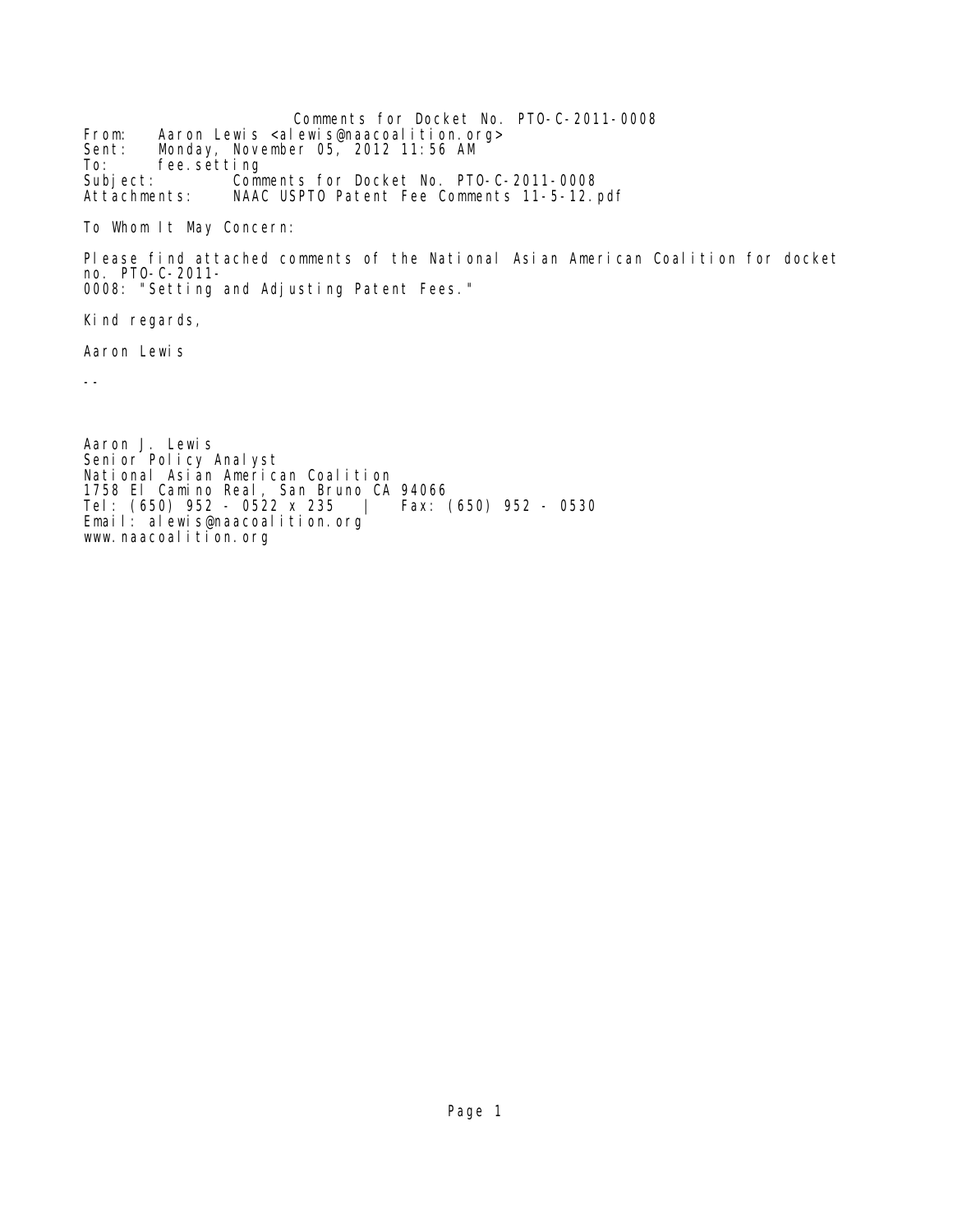Comments for Docket No. PTO-C-2011-0008

From: Aaron Lewis <alewis@naacoalition.org>
Sent: Monday, November 05, 2012 11:56 AM
To: fee.setting
Subject: Comments for Docket No. PTO-C-2011-0008
Attachments: NAAC USPTO Patent Fee Comments 11-5-12.pdf

To Whom It May Concern:

Please find attached comments of the National Asian American Coalition for docket no. PTO-C-2011-0008: "Setting and Adjusting Patent Fees."

Kind regards,

Aaron Lewis

--

Aaron J. Lewis
Senior Policy Analyst
National Asian American Coalition
1758 El Camino Real, San Bruno CA 94066
Tel: (650) 952 - 0522 x 235 | Fax: (650) 952 - 0530
Email: alewis@naacoalition.org
www.naacoalition.org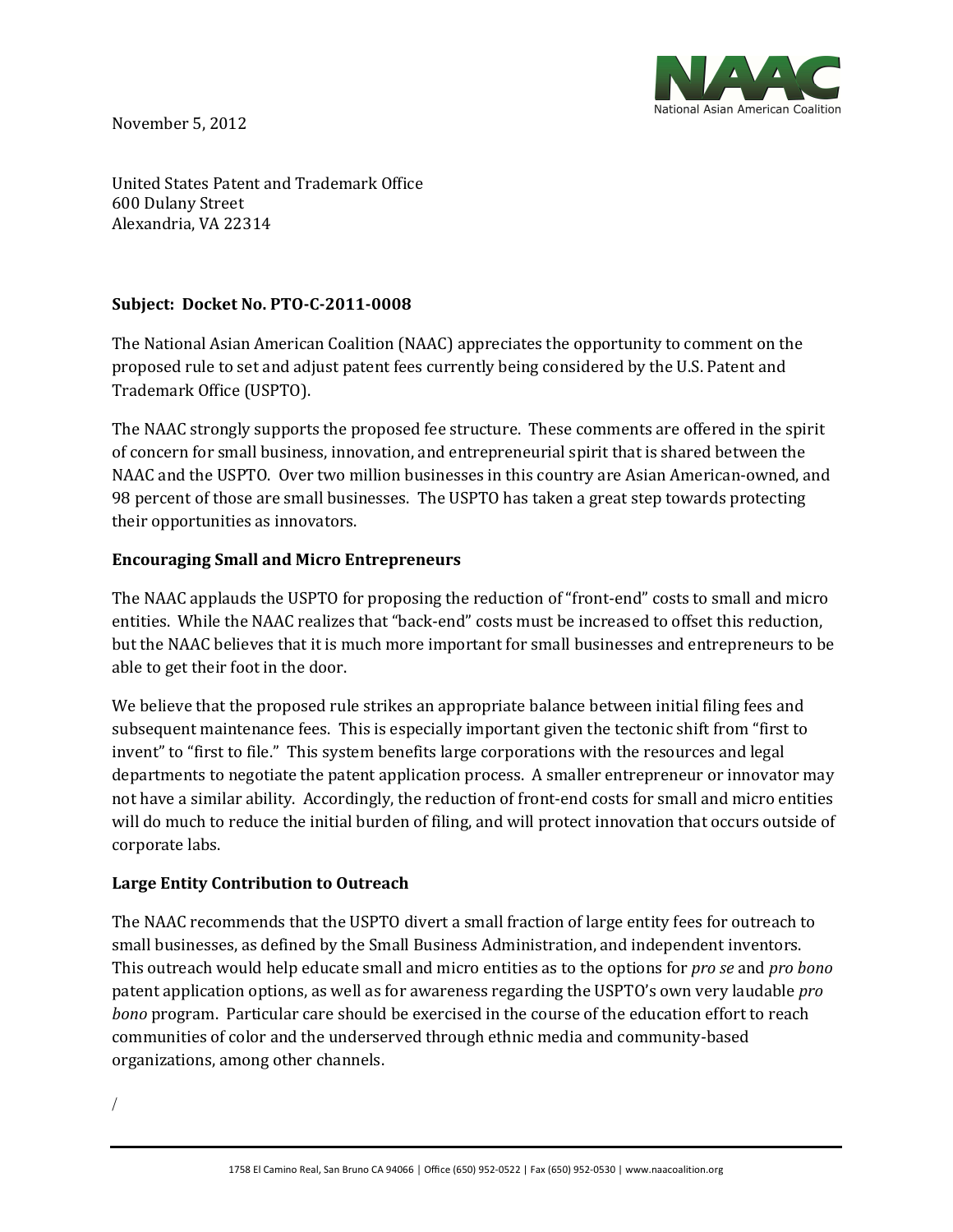November 5, 2012

United States Patent and Trademark Office
600 Dulany Street
Alexandria, VA 22314

**Subject: Docket No. PTO-C-2011-0008**

The National Asian American Coalition (NAAC) appreciates the opportunity to comment on the proposed rule to set and adjust patent fees currently being considered by the U.S. Patent and Trademark Office (USPTO).

The NAAC strongly supports the proposed fee structure. These comments are offered in the spirit of concern for small business, innovation, and entrepreneurial spirit that is shared between the NAAC and the USPTO. Over two million businesses in this country are Asian American-owned, and 98 percent of those are small businesses. The USPTO has taken a great step towards protecting their opportunities as innovators.

**Encouraging Small and Micro Entrepreneurs**

The NAAC applauds the USPTO for proposing the reduction of "front-end" costs to small and micro entities. While the NAAC realizes that "back-end" costs must be increased to offset this reduction, but the NAAC believes that it is much more important for small businesses and entrepreneurs to be able to get their foot in the door.

We believe that the proposed rule strikes an appropriate balance between initial filing fees and subsequent maintenance fees. This is especially important given the tectonic shift from "first to invent" to "first to file." This system benefits large corporations with the resources and legal departments to negotiate the patent application process. A smaller entrepreneur or innovator may not have a similar ability. Accordingly, the reduction of front-end costs for small and micro entities will do much to reduce the initial burden of filing, and will protect innovation that occurs outside of corporate labs.

**Large Entity Contribution to Outreach**

The NAAC recommends that the USPTO divert a small fraction of large entity fees for outreach to small businesses, as defined by the Small Business Administration, and independent inventors. This outreach would help educate small and micro entities as to the options for *pro se* and *pro bono* patent application options, as well as for awareness regarding the USPTO's own very laudable *pro bono* program. Particular care should be exercised in the course of the education effort to reach communities of color and the underserved through ethnic media and community-based organizations, among other channels.

/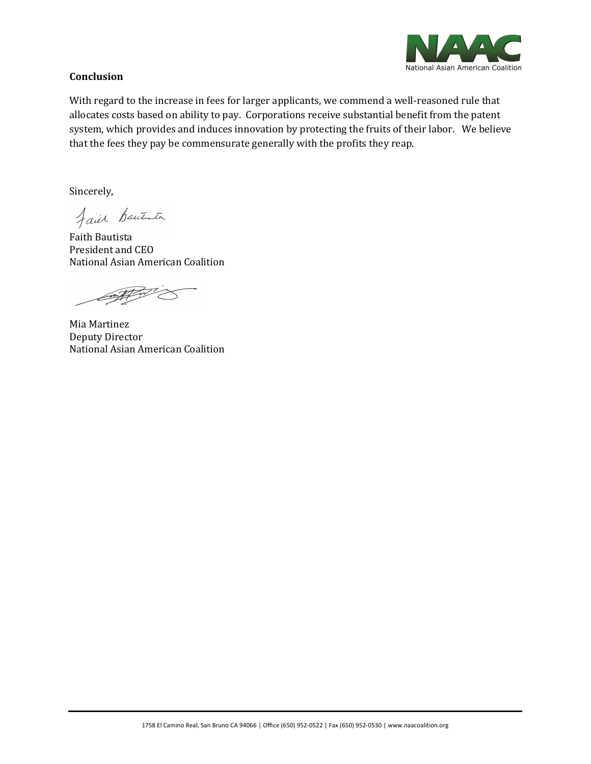## Conclusion

With regard to the increase in fees for larger applicants, we commend a well-reasoned rule that allocates costs based on ability to pay. Corporations receive substantial benefit from the patent system, which provides and induces innovation by protecting the fruits of their labor. We believe that the fees they pay be commensurate generally with the profits they reap.

Sincerely,

Faith Bautista
President and CEO
National Asian American Coalition

Mia Martinez
Deputy Director
National Asian American Coalition